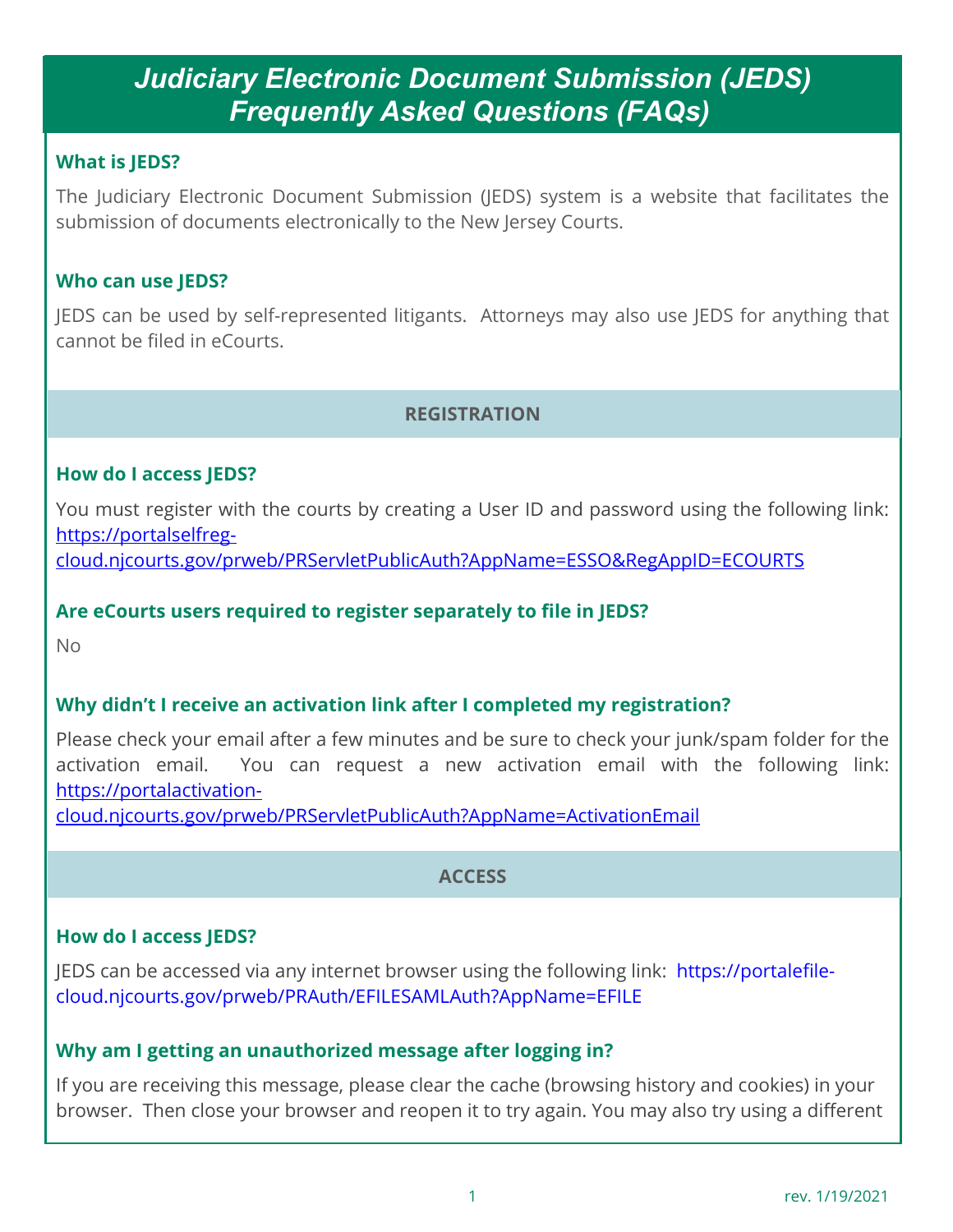# *Judiciary Electronic Document Submission (JEDS) Frequently Asked Questions (FAQs)*

### What is JEDS?

The Judiciary Electronic Document Submission (JEDS) system is a website that facilitates the submission of documents electronically to the New Jersey Courts.

### Who can use JEDS?

JEDS can be used by self-represented litigants. Attorneys may also use JEDS for anything that cannot be filed in eCourts.

## REGISTRATION

### How do I access JEDS?

You must register with the courts by creating a User ID and password using the following link: [https://portalselfreg-cloud.njcourts.gov/prweb/PRServletPublicAuth?AppName=ESSO&RegAppID=ECOURTS](https://portalselfreg-cloud.njcourts.gov/prweb/PRServletPublicAuth?AppName=ESSO&RegAppID=ECOURTS)

### Are eCourts users required to register separately to file in JEDS?

No

### Why didn't I receive an activation link after I completed my registration?

Please check your email after a few minutes and be sure to check your junk/spam folder for the activation email. You can request a new activation email with the following link: [https://portalactivation-cloud.njcourts.gov/prweb/PRServletPublicAuth?AppName=ActivationEmail](https://portalactivation-cloud.njcourts.gov/prweb/PRServletPublicAuth?AppName=ActivationEmail)

## ACCESS

### How do I access JEDS?

JEDS can be accessed via any internet browser using the following link: https://portalefile-cloud.njcourts.gov/prweb/PRAuth/EFILESAMLAuth?AppName=EFILE

### Why am I getting an unauthorized message after logging in?

If you are receiving this message, please clear the cache (browsing history and cookies) in your browser. Then close your browser and reopen it to try again. You may also try using a different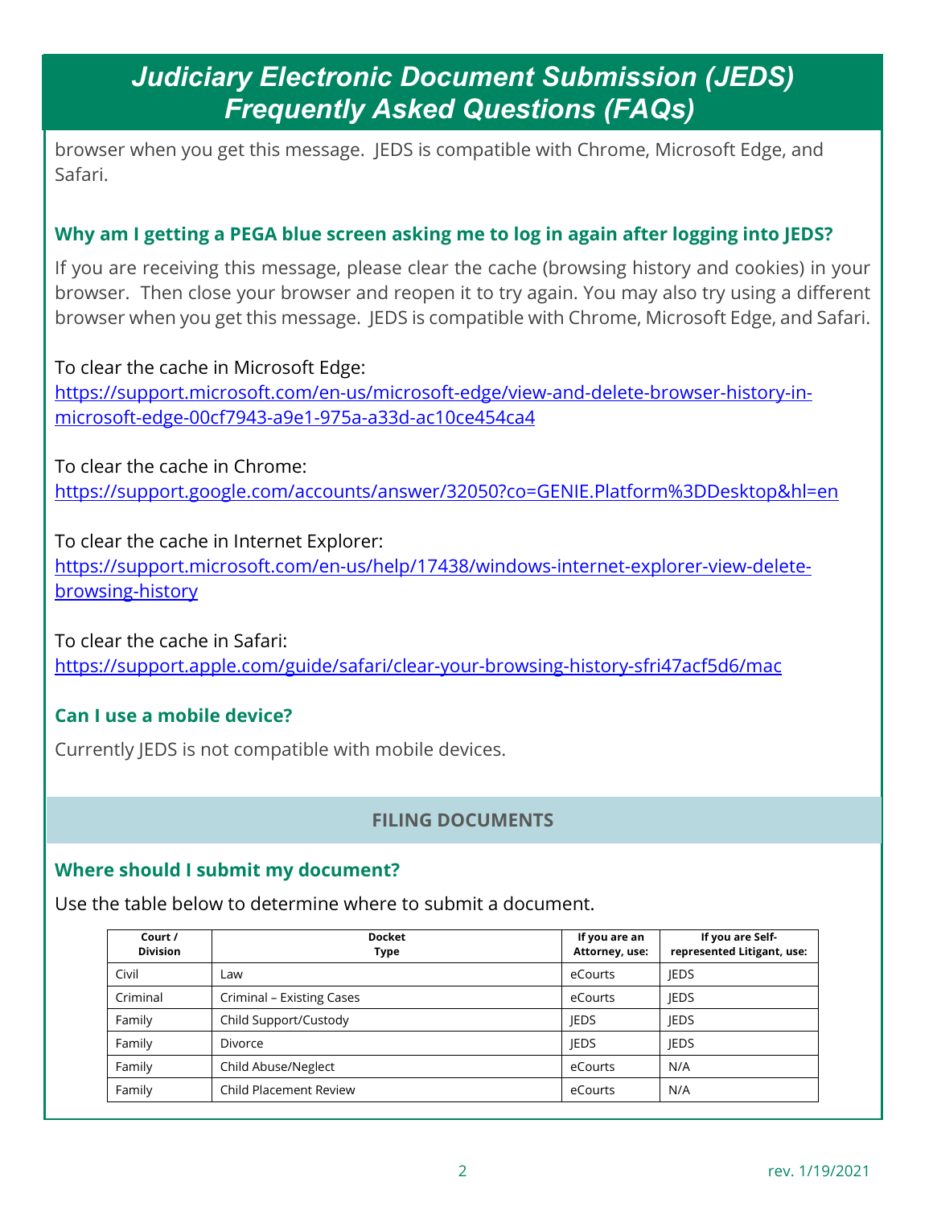browser when you get this message. JEDS is compatible with Chrome, Microsoft Edge, and Safari.

### Why am I getting a PEGA blue screen asking me to log in again after logging into JEDS?

If you are receiving this message, please clear the cache (browsing history and cookies) in your browser. Then close your browser and reopen it to try again. You may also try using a different browser when you get this message. JEDS is compatible with Chrome, Microsoft Edge, and Safari.

To clear the cache in Microsoft Edge:
https://support.microsoft.com/en-us/microsoft-edge/view-and-delete-browser-history-in-microsoft-edge-00cf7943-a9e1-975a-a33d-ac10ce454ca4

To clear the cache in Chrome:
https://support.google.com/accounts/answer/32050?co=GENIE.Platform%3DDesktop&hl=en

To clear the cache in Internet Explorer:
https://support.microsoft.com/en-us/help/17438/windows-internet-explorer-view-delete-browsing-history

To clear the cache in Safari:
https://support.apple.com/guide/safari/clear-your-browsing-history-sfri47acf5d6/mac

### Can I use a mobile device?

Currently JEDS is not compatible with mobile devices.

## FILING DOCUMENTS

### Where should I submit my document?

Use the table below to determine where to submit a document.

| Court / Division | Docket Type | If you are an Attorney, use: | If you are Self-represented Litigant, use: |
|---|---|---|---|
| Civil | Law | eCourts | JEDS |
| Criminal | Criminal – Existing Cases | eCourts | JEDS |
| Family | Child Support/Custody | JEDS | JEDS |
| Family | Divorce | JEDS | JEDS |
| Family | Child Abuse/Neglect | eCourts | N/A |
| Family | Child Placement Review | eCourts | N/A |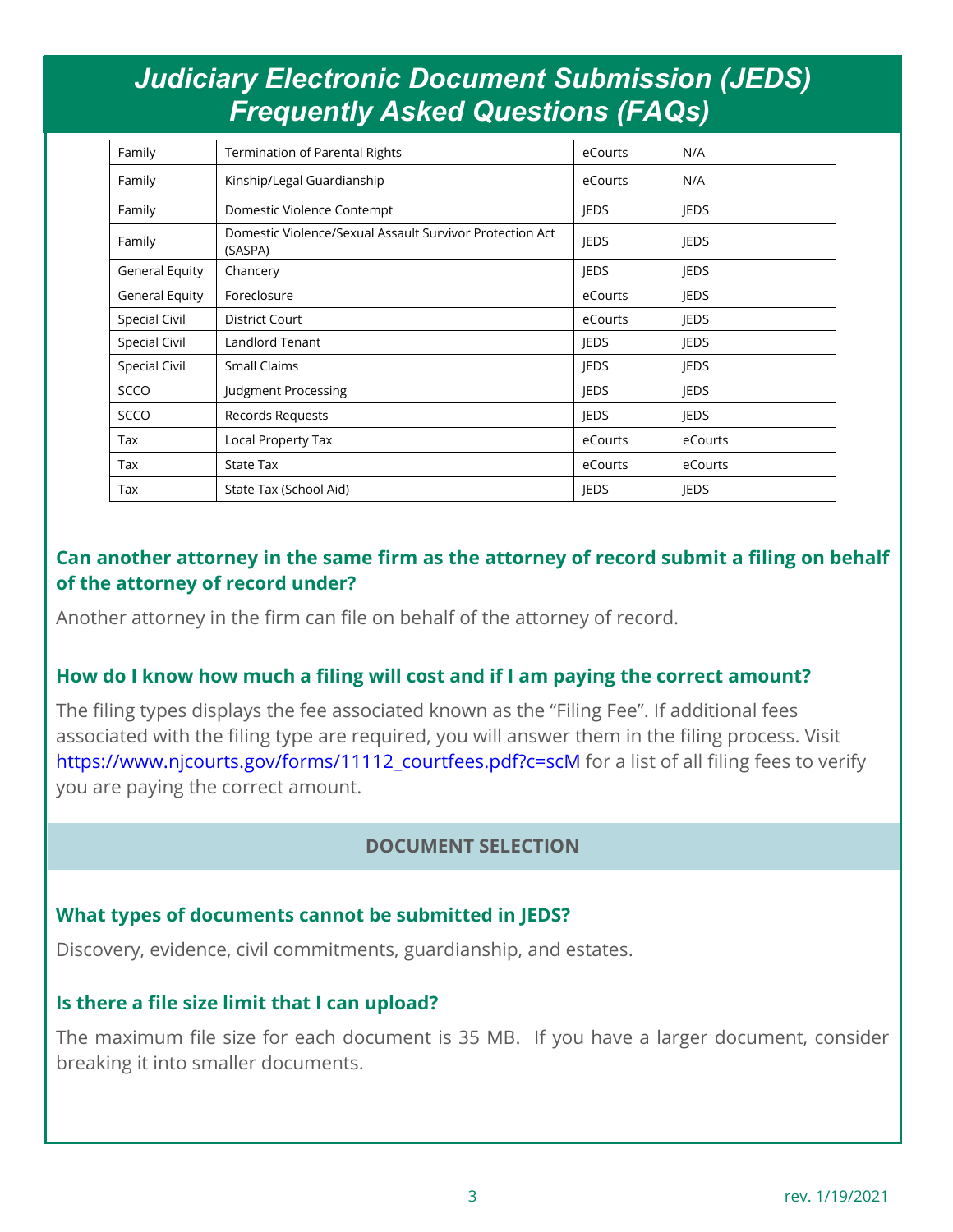# Judiciary Electronic Document Submission (JEDS) Frequently Asked Questions (FAQs)

| | | | |
|---|---|---|---|
| Family | Termination of Parental Rights | eCourts | N/A |
| Family | Kinship/Legal Guardianship | eCourts | N/A |
| Family | Domestic Violence Contempt | JEDS | JEDS |
| Family | Domestic Violence/Sexual Assault Survivor Protection Act (SASPA) | JEDS | JEDS |
| General Equity | Chancery | JEDS | JEDS |
| General Equity | Foreclosure | eCourts | JEDS |
| Special Civil | District Court | eCourts | JEDS |
| Special Civil | Landlord Tenant | JEDS | JEDS |
| Special Civil | Small Claims | JEDS | JEDS |
| SCCO | Judgment Processing | JEDS | JEDS |
| SCCO | Records Requests | JEDS | JEDS |
| Tax | Local Property Tax | eCourts | eCourts |
| Tax | State Tax | eCourts | eCourts |
| Tax | State Tax (School Aid) | JEDS | JEDS |

### Can another attorney in the same firm as the attorney of record submit a filing on behalf of the attorney of record under?

Another attorney in the firm can file on behalf of the attorney of record.

### How do I know how much a filing will cost and if I am paying the correct amount?

The filing types displays the fee associated known as the "Filing Fee". If additional fees associated with the filing type are required, you will answer them in the filing process. Visit https://www.njcourts.gov/forms/11112_courtfees.pdf?c=scM for a list of all filing fees to verify you are paying the correct amount.

## DOCUMENT SELECTION

### What types of documents cannot be submitted in JEDS?

Discovery, evidence, civil commitments, guardianship, and estates.

### Is there a file size limit that I can upload?

The maximum file size for each document is 35 MB. If you have a larger document, consider breaking it into smaller documents.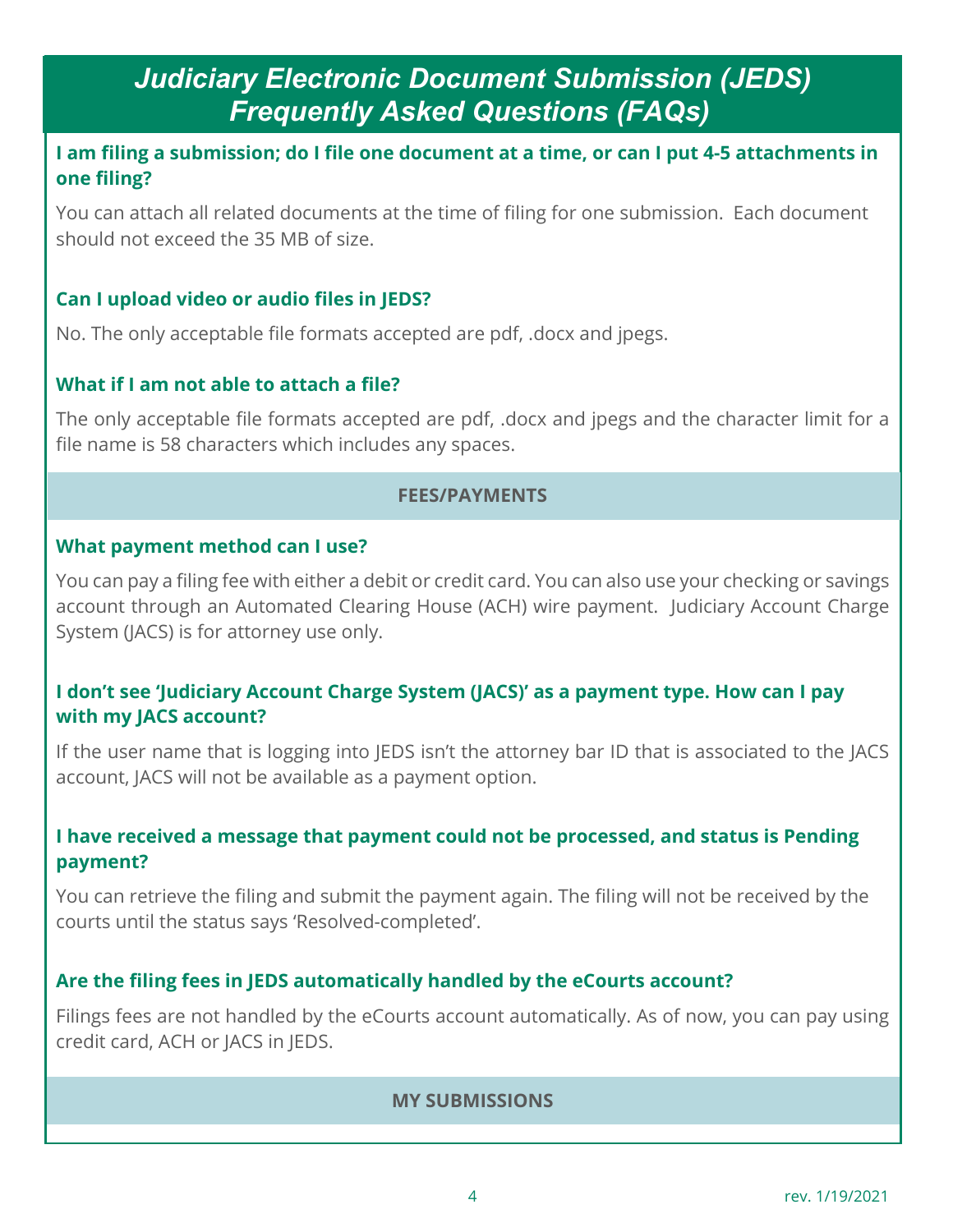# *Judiciary Electronic Document Submission (JEDS) Frequently Asked Questions (FAQs)*

### I am filing a submission; do I file one document at a time, or can I put 4-5 attachments in one filing?

You can attach all related documents at the time of filing for one submission. Each document should not exceed the 35 MB of size.

### Can I upload video or audio files in JEDS?

No. The only acceptable file formats accepted are pdf, .docx and jpegs.

### What if I am not able to attach a file?

The only acceptable file formats accepted are pdf, .docx and jpegs and the character limit for a file name is 58 characters which includes any spaces.

## FEES/PAYMENTS

### What payment method can I use?

You can pay a filing fee with either a debit or credit card. You can also use your checking or savings account through an Automated Clearing House (ACH) wire payment. Judiciary Account Charge System (JACS) is for attorney use only.

### I don't see 'Judiciary Account Charge System (JACS)' as a payment type. How can I pay with my JACS account?

If the user name that is logging into JEDS isn't the attorney bar ID that is associated to the JACS account, JACS will not be available as a payment option.

### I have received a message that payment could not be processed, and status is Pending payment?

You can retrieve the filing and submit the payment again. The filing will not be received by the courts until the status says 'Resolved-completed'.

### Are the filing fees in JEDS automatically handled by the eCourts account?

Filings fees are not handled by the eCourts account automatically. As of now, you can pay using credit card, ACH or JACS in JEDS.

## MY SUBMISSIONS

rev. 1/19/2021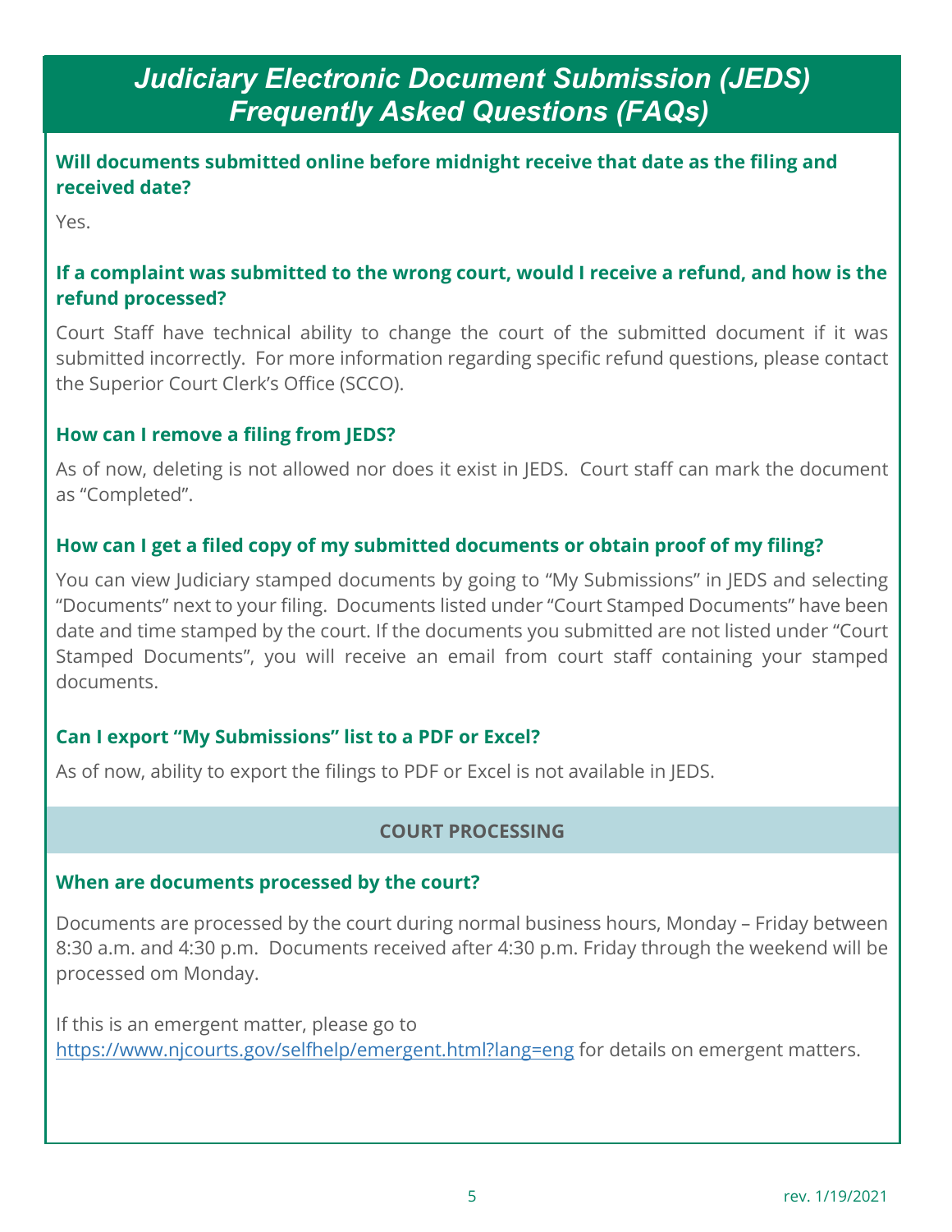# *Judiciary Electronic Document Submission (JEDS) Frequently Asked Questions (FAQs)*

### Will documents submitted online before midnight receive that date as the filing and received date?

Yes.

### If a complaint was submitted to the wrong court, would I receive a refund, and how is the refund processed?

Court Staff have technical ability to change the court of the submitted document if it was submitted incorrectly. For more information regarding specific refund questions, please contact the Superior Court Clerk's Office (SCCO).

### How can I remove a filing from JEDS?

As of now, deleting is not allowed nor does it exist in JEDS. Court staff can mark the document as "Completed".

### How can I get a filed copy of my submitted documents or obtain proof of my filing?

You can view Judiciary stamped documents by going to "My Submissions" in JEDS and selecting "Documents" next to your filing. Documents listed under "Court Stamped Documents" have been date and time stamped by the court. If the documents you submitted are not listed under "Court Stamped Documents", you will receive an email from court staff containing your stamped documents.

### Can I export "My Submissions" list to a PDF or Excel?

As of now, ability to export the filings to PDF or Excel is not available in JEDS.

## COURT PROCESSING

### When are documents processed by the court?

Documents are processed by the court during normal business hours, Monday – Friday between 8:30 a.m. and 4:30 p.m. Documents received after 4:30 p.m. Friday through the weekend will be processed om Monday.

If this is an emergent matter, please go to [https://www.njcourts.gov/selfhelp/emergent.html?lang=eng](https://www.njcourts.gov/selfhelp/emergent.html?lang=eng) for details on emergent matters.

rev. 1/19/2021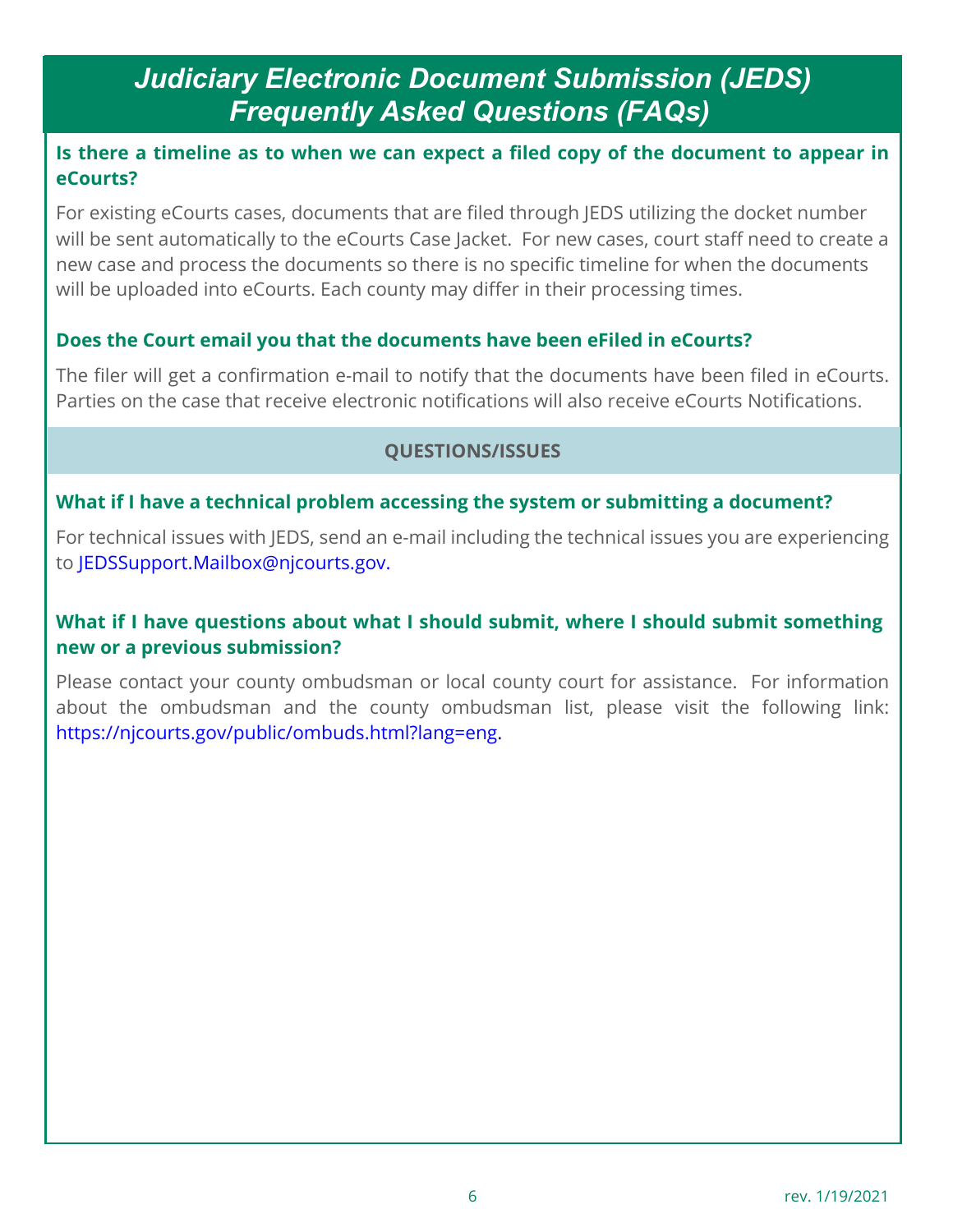# Judiciary Electronic Document Submission (JEDS) Frequently Asked Questions (FAQs)

### Is there a timeline as to when we can expect a filed copy of the document to appear in eCourts?

For existing eCourts cases, documents that are filed through JEDS utilizing the docket number will be sent automatically to the eCourts Case Jacket. For new cases, court staff need to create a new case and process the documents so there is no specific timeline for when the documents will be uploaded into eCourts. Each county may differ in their processing times.

### Does the Court email you that the documents have been eFiled in eCourts?

The filer will get a confirmation e-mail to notify that the documents have been filed in eCourts. Parties on the case that receive electronic notifications will also receive eCourts Notifications.

## QUESTIONS/ISSUES

### What if I have a technical problem accessing the system or submitting a document?

For technical issues with JEDS, send an e-mail including the technical issues you are experiencing to JEDSSupport.Mailbox@njcourts.gov.

### What if I have questions about what I should submit, where I should submit something new or a previous submission?

Please contact your county ombudsman or local county court for assistance. For information about the ombudsman and the county ombudsman list, please visit the following link: https://njcourts.gov/public/ombuds.html?lang=eng.

rev. 1/19/2021